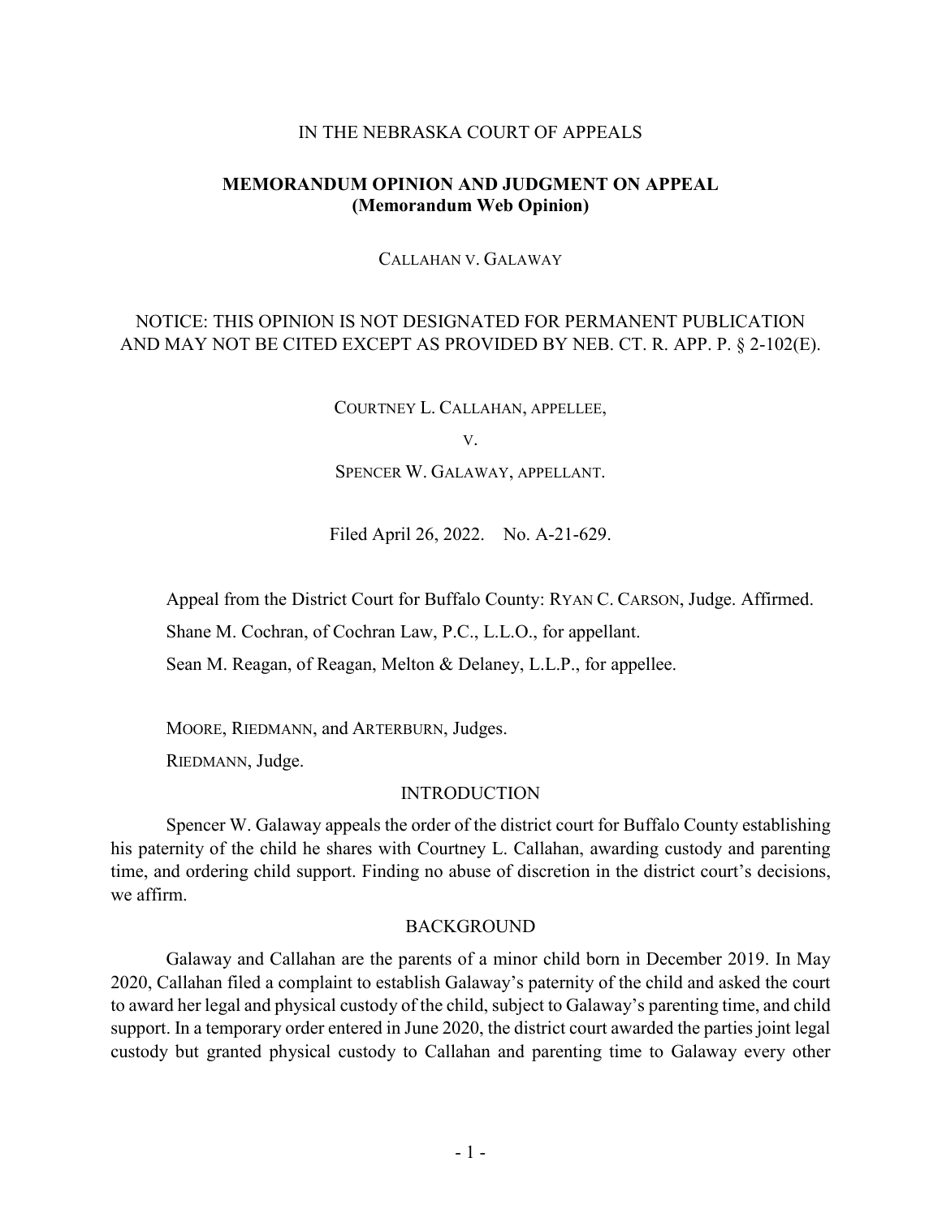IN THE NEBRASKA COURT OF APPEALS

**MEMORANDUM OPINION AND JUDGMENT ON APPEAL**
**(Memorandum Web Opinion)**

CALLAHAN V. GALAWAY

NOTICE: THIS OPINION IS NOT DESIGNATED FOR PERMANENT PUBLICATION AND MAY NOT BE CITED EXCEPT AS PROVIDED BY NEB. CT. R. APP. P. § 2-102(E).

COURTNEY L. CALLAHAN, APPELLEE,

V.

SPENCER W. GALAWAY, APPELLANT.

Filed April 26, 2022. No. A-21-629.

Appeal from the District Court for Buffalo County: RYAN C. CARSON, Judge. Affirmed.

Shane M. Cochran, of Cochran Law, P.C., L.L.O., for appellant.

Sean M. Reagan, of Reagan, Melton & Delaney, L.L.P., for appellee.

MOORE, RIEDMANN, and ARTERBURN, Judges.

RIEDMANN, Judge.

## INTRODUCTION

Spencer W. Galaway appeals the order of the district court for Buffalo County establishing his paternity of the child he shares with Courtney L. Callahan, awarding custody and parenting time, and ordering child support. Finding no abuse of discretion in the district court's decisions, we affirm.

## BACKGROUND

Galaway and Callahan are the parents of a minor child born in December 2019. In May 2020, Callahan filed a complaint to establish Galaway's paternity of the child and asked the court to award her legal and physical custody of the child, subject to Galaway's parenting time, and child support. In a temporary order entered in June 2020, the district court awarded the parties joint legal custody but granted physical custody to Callahan and parenting time to Galaway every other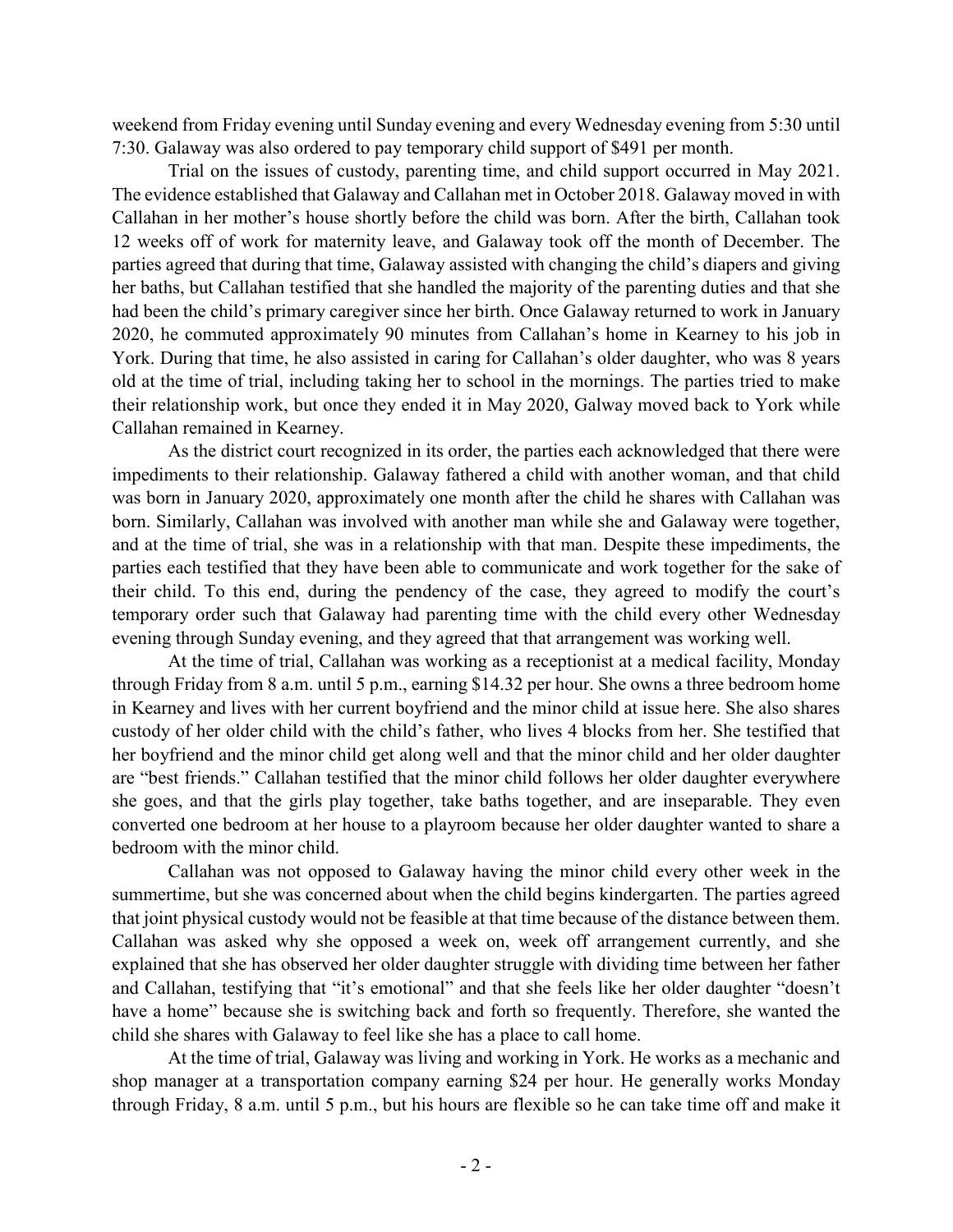weekend from Friday evening until Sunday evening and every Wednesday evening from 5:30 until 7:30. Galaway was also ordered to pay temporary child support of $491 per month.

Trial on the issues of custody, parenting time, and child support occurred in May 2021. The evidence established that Galaway and Callahan met in October 2018. Galaway moved in with Callahan in her mother's house shortly before the child was born. After the birth, Callahan took 12 weeks off of work for maternity leave, and Galaway took off the month of December. The parties agreed that during that time, Galaway assisted with changing the child's diapers and giving her baths, but Callahan testified that she handled the majority of the parenting duties and that she had been the child's primary caregiver since her birth. Once Galaway returned to work in January 2020, he commuted approximately 90 minutes from Callahan's home in Kearney to his job in York. During that time, he also assisted in caring for Callahan's older daughter, who was 8 years old at the time of trial, including taking her to school in the mornings. The parties tried to make their relationship work, but once they ended it in May 2020, Galway moved back to York while Callahan remained in Kearney.

As the district court recognized in its order, the parties each acknowledged that there were impediments to their relationship. Galaway fathered a child with another woman, and that child was born in January 2020, approximately one month after the child he shares with Callahan was born. Similarly, Callahan was involved with another man while she and Galaway were together, and at the time of trial, she was in a relationship with that man. Despite these impediments, the parties each testified that they have been able to communicate and work together for the sake of their child. To this end, during the pendency of the case, they agreed to modify the court's temporary order such that Galaway had parenting time with the child every other Wednesday evening through Sunday evening, and they agreed that that arrangement was working well.

At the time of trial, Callahan was working as a receptionist at a medical facility, Monday through Friday from 8 a.m. until 5 p.m., earning $14.32 per hour. She owns a three bedroom home in Kearney and lives with her current boyfriend and the minor child at issue here. She also shares custody of her older child with the child's father, who lives 4 blocks from her. She testified that her boyfriend and the minor child get along well and that the minor child and her older daughter are "best friends." Callahan testified that the minor child follows her older daughter everywhere she goes, and that the girls play together, take baths together, and are inseparable. They even converted one bedroom at her house to a playroom because her older daughter wanted to share a bedroom with the minor child.

Callahan was not opposed to Galaway having the minor child every other week in the summertime, but she was concerned about when the child begins kindergarten. The parties agreed that joint physical custody would not be feasible at that time because of the distance between them. Callahan was asked why she opposed a week on, week off arrangement currently, and she explained that she has observed her older daughter struggle with dividing time between her father and Callahan, testifying that "it's emotional" and that she feels like her older daughter "doesn't have a home" because she is switching back and forth so frequently. Therefore, she wanted the child she shares with Galaway to feel like she has a place to call home.

At the time of trial, Galaway was living and working in York. He works as a mechanic and shop manager at a transportation company earning $24 per hour. He generally works Monday through Friday, 8 a.m. until 5 p.m., but his hours are flexible so he can take time off and make it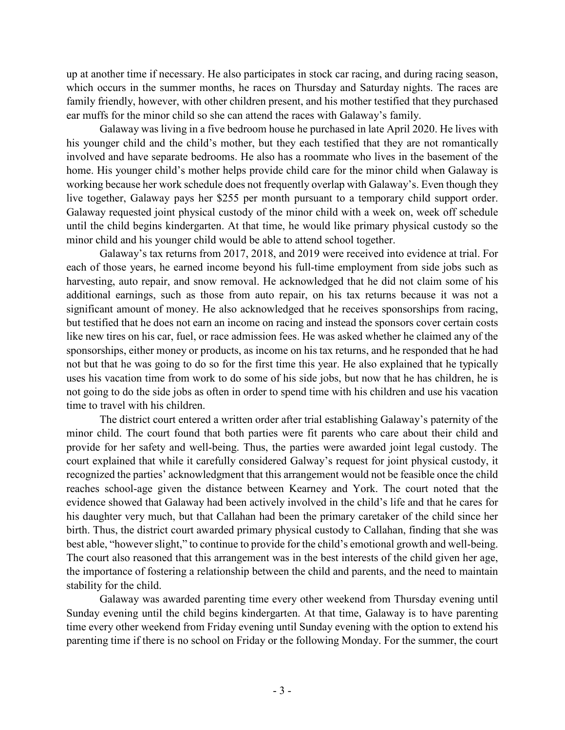up at another time if necessary. He also participates in stock car racing, and during racing season, which occurs in the summer months, he races on Thursday and Saturday nights. The races are family friendly, however, with other children present, and his mother testified that they purchased ear muffs for the minor child so she can attend the races with Galaway's family.

Galaway was living in a five bedroom house he purchased in late April 2020. He lives with his younger child and the child's mother, but they each testified that they are not romantically involved and have separate bedrooms. He also has a roommate who lives in the basement of the home. His younger child's mother helps provide child care for the minor child when Galaway is working because her work schedule does not frequently overlap with Galaway's. Even though they live together, Galaway pays her $255 per month pursuant to a temporary child support order. Galaway requested joint physical custody of the minor child with a week on, week off schedule until the child begins kindergarten. At that time, he would like primary physical custody so the minor child and his younger child would be able to attend school together.

Galaway's tax returns from 2017, 2018, and 2019 were received into evidence at trial. For each of those years, he earned income beyond his full-time employment from side jobs such as harvesting, auto repair, and snow removal. He acknowledged that he did not claim some of his additional earnings, such as those from auto repair, on his tax returns because it was not a significant amount of money. He also acknowledged that he receives sponsorships from racing, but testified that he does not earn an income on racing and instead the sponsors cover certain costs like new tires on his car, fuel, or race admission fees. He was asked whether he claimed any of the sponsorships, either money or products, as income on his tax returns, and he responded that he had not but that he was going to do so for the first time this year. He also explained that he typically uses his vacation time from work to do some of his side jobs, but now that he has children, he is not going to do the side jobs as often in order to spend time with his children and use his vacation time to travel with his children.

The district court entered a written order after trial establishing Galaway's paternity of the minor child. The court found that both parties were fit parents who care about their child and provide for her safety and well-being. Thus, the parties were awarded joint legal custody. The court explained that while it carefully considered Galway's request for joint physical custody, it recognized the parties' acknowledgment that this arrangement would not be feasible once the child reaches school-age given the distance between Kearney and York. The court noted that the evidence showed that Galaway had been actively involved in the child's life and that he cares for his daughter very much, but that Callahan had been the primary caretaker of the child since her birth. Thus, the district court awarded primary physical custody to Callahan, finding that she was best able, "however slight," to continue to provide for the child's emotional growth and well-being. The court also reasoned that this arrangement was in the best interests of the child given her age, the importance of fostering a relationship between the child and parents, and the need to maintain stability for the child.

Galaway was awarded parenting time every other weekend from Thursday evening until Sunday evening until the child begins kindergarten. At that time, Galaway is to have parenting time every other weekend from Friday evening until Sunday evening with the option to extend his parenting time if there is no school on Friday or the following Monday. For the summer, the court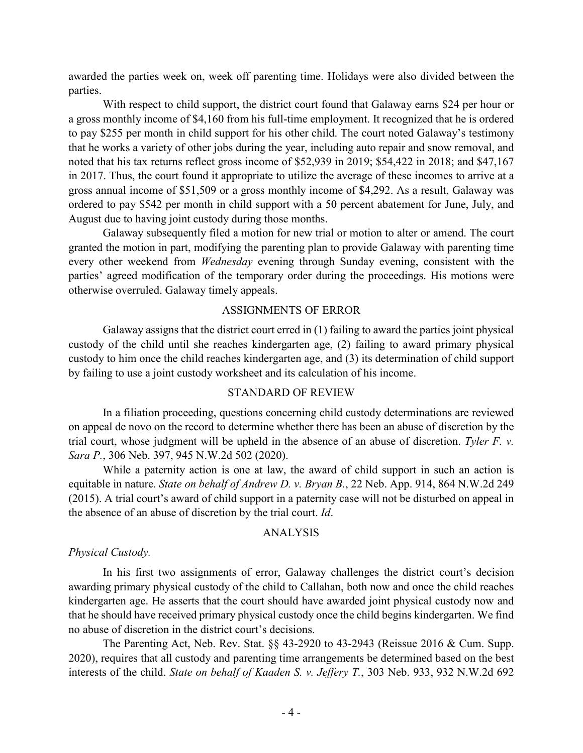awarded the parties week on, week off parenting time. Holidays were also divided between the parties.

With respect to child support, the district court found that Galaway earns $24 per hour or a gross monthly income of $4,160 from his full-time employment. It recognized that he is ordered to pay $255 per month in child support for his other child. The court noted Galaway's testimony that he works a variety of other jobs during the year, including auto repair and snow removal, and noted that his tax returns reflect gross income of $52,939 in 2019; $54,422 in 2018; and $47,167 in 2017. Thus, the court found it appropriate to utilize the average of these incomes to arrive at a gross annual income of $51,509 or a gross monthly income of $4,292. As a result, Galaway was ordered to pay $542 per month in child support with a 50 percent abatement for June, July, and August due to having joint custody during those months.

Galaway subsequently filed a motion for new trial or motion to alter or amend. The court granted the motion in part, modifying the parenting plan to provide Galaway with parenting time every other weekend from *Wednesday* evening through Sunday evening, consistent with the parties' agreed modification of the temporary order during the proceedings. His motions were otherwise overruled. Galaway timely appeals.

## ASSIGNMENTS OF ERROR

Galaway assigns that the district court erred in (1) failing to award the parties joint physical custody of the child until she reaches kindergarten age, (2) failing to award primary physical custody to him once the child reaches kindergarten age, and (3) its determination of child support by failing to use a joint custody worksheet and its calculation of his income.

## STANDARD OF REVIEW

In a filiation proceeding, questions concerning child custody determinations are reviewed on appeal de novo on the record to determine whether there has been an abuse of discretion by the trial court, whose judgment will be upheld in the absence of an abuse of discretion. *Tyler F. v. Sara P.*, 306 Neb. 397, 945 N.W.2d 502 (2020).

While a paternity action is one at law, the award of child support in such an action is equitable in nature. *State on behalf of Andrew D. v. Bryan B.*, 22 Neb. App. 914, 864 N.W.2d 249 (2015). A trial court's award of child support in a paternity case will not be disturbed on appeal in the absence of an abuse of discretion by the trial court. *Id*.

## ANALYSIS

### *Physical Custody.*

In his first two assignments of error, Galaway challenges the district court's decision awarding primary physical custody of the child to Callahan, both now and once the child reaches kindergarten age. He asserts that the court should have awarded joint physical custody now and that he should have received primary physical custody once the child begins kindergarten. We find no abuse of discretion in the district court's decisions.

The Parenting Act, Neb. Rev. Stat. §§ 43-2920 to 43-2943 (Reissue 2016 & Cum. Supp. 2020), requires that all custody and parenting time arrangements be determined based on the best interests of the child. *State on behalf of Kaaden S. v. Jeffery T.*, 303 Neb. 933, 932 N.W.2d 692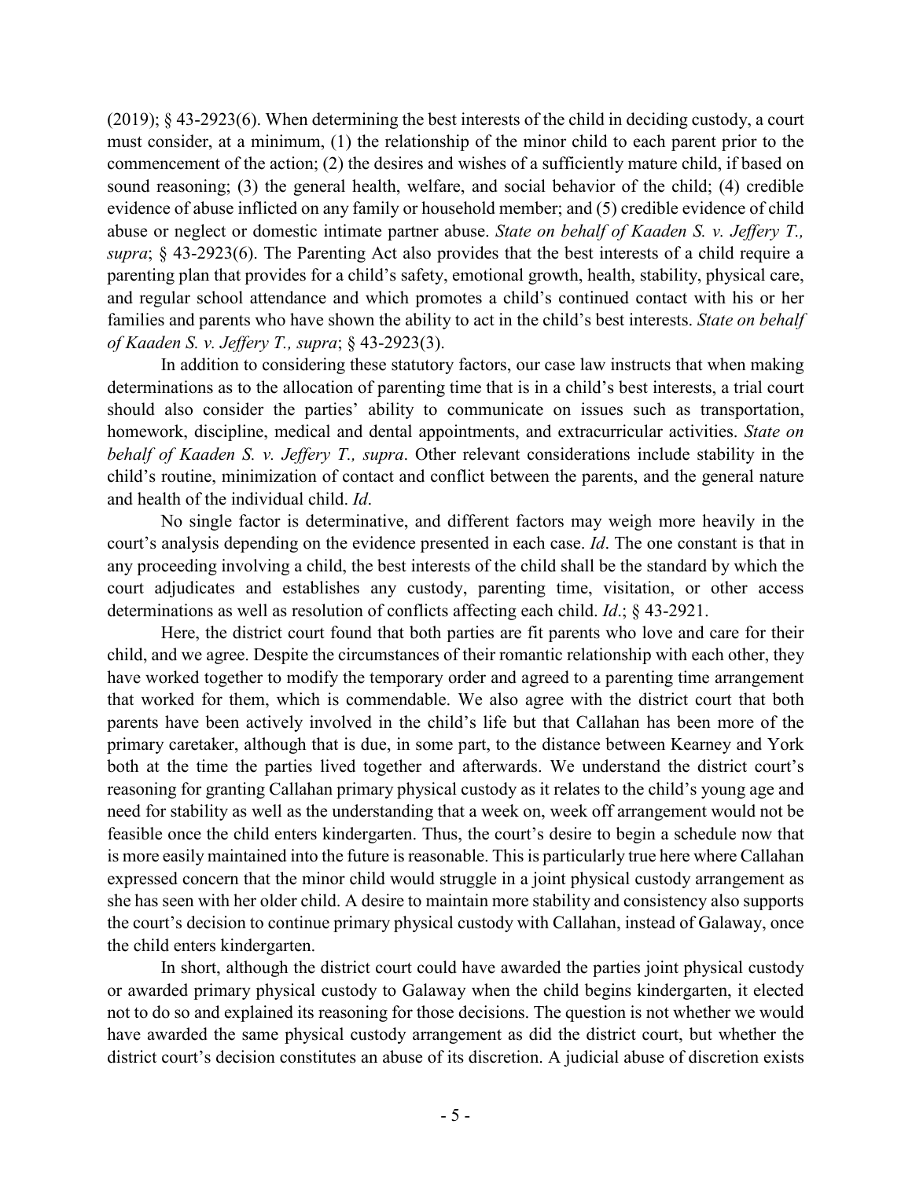(2019); § 43-2923(6). When determining the best interests of the child in deciding custody, a court must consider, at a minimum, (1) the relationship of the minor child to each parent prior to the commencement of the action; (2) the desires and wishes of a sufficiently mature child, if based on sound reasoning; (3) the general health, welfare, and social behavior of the child; (4) credible evidence of abuse inflicted on any family or household member; and (5) credible evidence of child abuse or neglect or domestic intimate partner abuse. *State on behalf of Kaaden S. v. Jeffery T., supra*; § 43-2923(6). The Parenting Act also provides that the best interests of a child require a parenting plan that provides for a child's safety, emotional growth, health, stability, physical care, and regular school attendance and which promotes a child's continued contact with his or her families and parents who have shown the ability to act in the child's best interests. *State on behalf of Kaaden S. v. Jeffery T., supra*; § 43-2923(3).

In addition to considering these statutory factors, our case law instructs that when making determinations as to the allocation of parenting time that is in a child's best interests, a trial court should also consider the parties' ability to communicate on issues such as transportation, homework, discipline, medical and dental appointments, and extracurricular activities. *State on behalf of Kaaden S. v. Jeffery T., supra*. Other relevant considerations include stability in the child's routine, minimization of contact and conflict between the parents, and the general nature and health of the individual child. *Id*.

No single factor is determinative, and different factors may weigh more heavily in the court's analysis depending on the evidence presented in each case. *Id*. The one constant is that in any proceeding involving a child, the best interests of the child shall be the standard by which the court adjudicates and establishes any custody, parenting time, visitation, or other access determinations as well as resolution of conflicts affecting each child. *Id*.; § 43-2921.

Here, the district court found that both parties are fit parents who love and care for their child, and we agree. Despite the circumstances of their romantic relationship with each other, they have worked together to modify the temporary order and agreed to a parenting time arrangement that worked for them, which is commendable. We also agree with the district court that both parents have been actively involved in the child's life but that Callahan has been more of the primary caretaker, although that is due, in some part, to the distance between Kearney and York both at the time the parties lived together and afterwards. We understand the district court's reasoning for granting Callahan primary physical custody as it relates to the child's young age and need for stability as well as the understanding that a week on, week off arrangement would not be feasible once the child enters kindergarten. Thus, the court's desire to begin a schedule now that is more easily maintained into the future is reasonable. This is particularly true here where Callahan expressed concern that the minor child would struggle in a joint physical custody arrangement as she has seen with her older child. A desire to maintain more stability and consistency also supports the court's decision to continue primary physical custody with Callahan, instead of Galaway, once the child enters kindergarten.

In short, although the district court could have awarded the parties joint physical custody or awarded primary physical custody to Galaway when the child begins kindergarten, it elected not to do so and explained its reasoning for those decisions. The question is not whether we would have awarded the same physical custody arrangement as did the district court, but whether the district court's decision constitutes an abuse of its discretion. A judicial abuse of discretion exists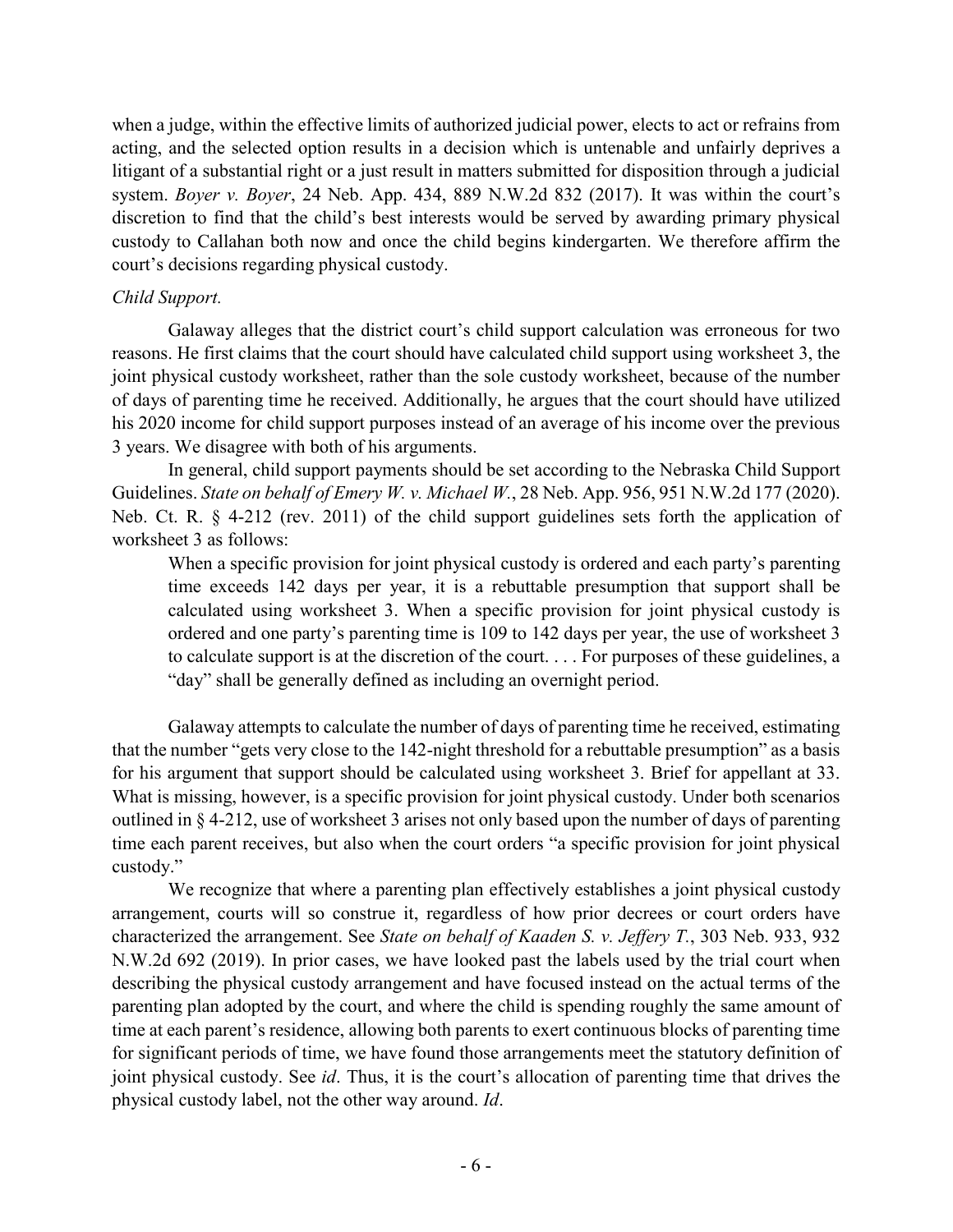when a judge, within the effective limits of authorized judicial power, elects to act or refrains from acting, and the selected option results in a decision which is untenable and unfairly deprives a litigant of a substantial right or a just result in matters submitted for disposition through a judicial system. *Boyer v. Boyer*, 24 Neb. App. 434, 889 N.W.2d 832 (2017). It was within the court's discretion to find that the child's best interests would be served by awarding primary physical custody to Callahan both now and once the child begins kindergarten. We therefore affirm the court's decisions regarding physical custody.

*Child Support.*

Galaway alleges that the district court's child support calculation was erroneous for two reasons. He first claims that the court should have calculated child support using worksheet 3, the joint physical custody worksheet, rather than the sole custody worksheet, because of the number of days of parenting time he received. Additionally, he argues that the court should have utilized his 2020 income for child support purposes instead of an average of his income over the previous 3 years. We disagree with both of his arguments.

In general, child support payments should be set according to the Nebraska Child Support Guidelines. *State on behalf of Emery W. v. Michael W.*, 28 Neb. App. 956, 951 N.W.2d 177 (2020). Neb. Ct. R. § 4-212 (rev. 2011) of the child support guidelines sets forth the application of worksheet 3 as follows:

> When a specific provision for joint physical custody is ordered and each party's parenting time exceeds 142 days per year, it is a rebuttable presumption that support shall be calculated using worksheet 3. When a specific provision for joint physical custody is ordered and one party's parenting time is 109 to 142 days per year, the use of worksheet 3 to calculate support is at the discretion of the court. . . . For purposes of these guidelines, a "day" shall be generally defined as including an overnight period.

Galaway attempts to calculate the number of days of parenting time he received, estimating that the number "gets very close to the 142-night threshold for a rebuttable presumption" as a basis for his argument that support should be calculated using worksheet 3. Brief for appellant at 33. What is missing, however, is a specific provision for joint physical custody. Under both scenarios outlined in § 4-212, use of worksheet 3 arises not only based upon the number of days of parenting time each parent receives, but also when the court orders "a specific provision for joint physical custody."

We recognize that where a parenting plan effectively establishes a joint physical custody arrangement, courts will so construe it, regardless of how prior decrees or court orders have characterized the arrangement. See *State on behalf of Kaaden S. v. Jeffery T.*, 303 Neb. 933, 932 N.W.2d 692 (2019). In prior cases, we have looked past the labels used by the trial court when describing the physical custody arrangement and have focused instead on the actual terms of the parenting plan adopted by the court, and where the child is spending roughly the same amount of time at each parent's residence, allowing both parents to exert continuous blocks of parenting time for significant periods of time, we have found those arrangements meet the statutory definition of joint physical custody. See *id*. Thus, it is the court's allocation of parenting time that drives the physical custody label, not the other way around. *Id*.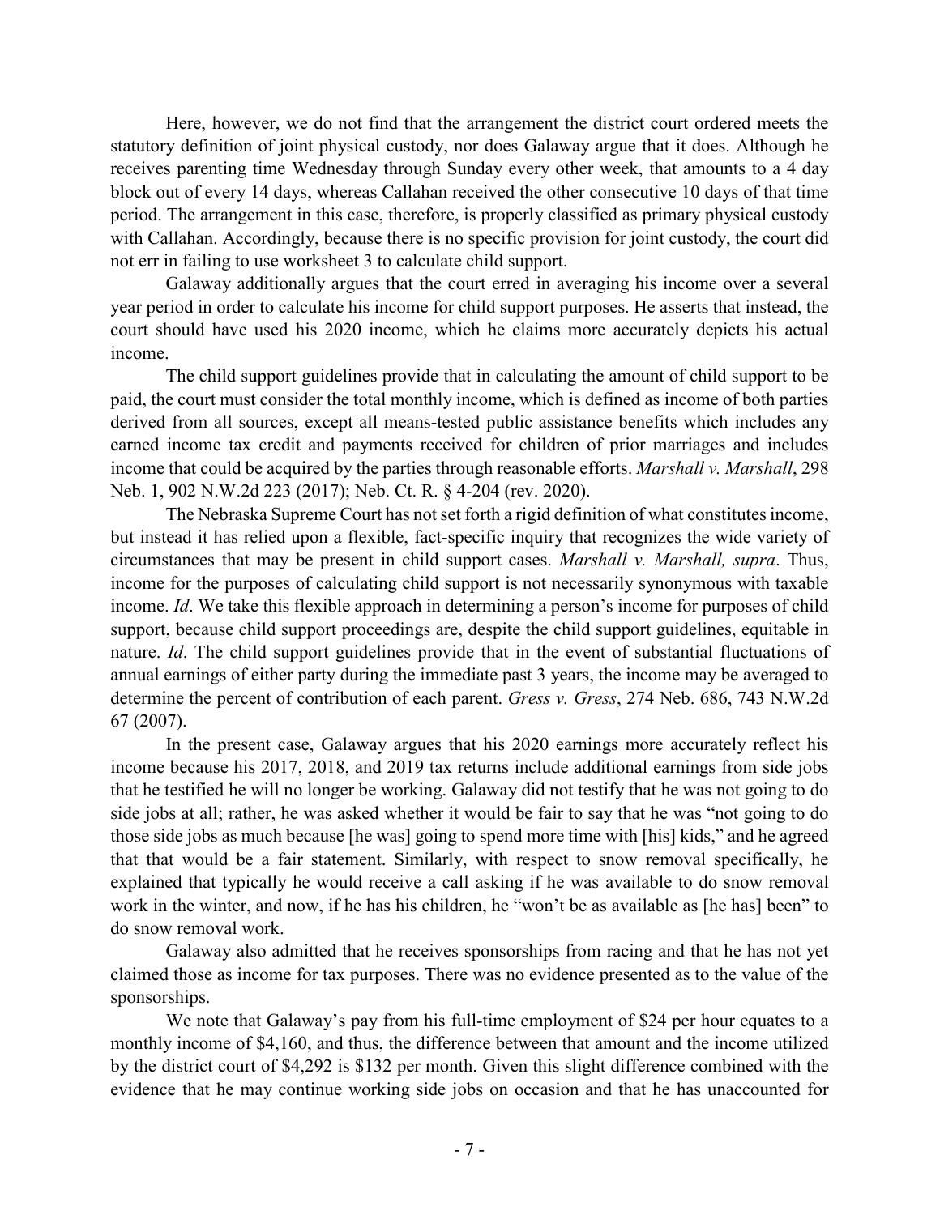Here, however, we do not find that the arrangement the district court ordered meets the statutory definition of joint physical custody, nor does Galaway argue that it does. Although he receives parenting time Wednesday through Sunday every other week, that amounts to a 4 day block out of every 14 days, whereas Callahan received the other consecutive 10 days of that time period. The arrangement in this case, therefore, is properly classified as primary physical custody with Callahan. Accordingly, because there is no specific provision for joint custody, the court did not err in failing to use worksheet 3 to calculate child support.

Galaway additionally argues that the court erred in averaging his income over a several year period in order to calculate his income for child support purposes. He asserts that instead, the court should have used his 2020 income, which he claims more accurately depicts his actual income.

The child support guidelines provide that in calculating the amount of child support to be paid, the court must consider the total monthly income, which is defined as income of both parties derived from all sources, except all means-tested public assistance benefits which includes any earned income tax credit and payments received for children of prior marriages and includes income that could be acquired by the parties through reasonable efforts. *Marshall v. Marshall*, 298 Neb. 1, 902 N.W.2d 223 (2017); Neb. Ct. R. § 4-204 (rev. 2020).

The Nebraska Supreme Court has not set forth a rigid definition of what constitutes income, but instead it has relied upon a flexible, fact-specific inquiry that recognizes the wide variety of circumstances that may be present in child support cases. *Marshall v. Marshall, supra*. Thus, income for the purposes of calculating child support is not necessarily synonymous with taxable income. *Id*. We take this flexible approach in determining a person's income for purposes of child support, because child support proceedings are, despite the child support guidelines, equitable in nature. *Id*. The child support guidelines provide that in the event of substantial fluctuations of annual earnings of either party during the immediate past 3 years, the income may be averaged to determine the percent of contribution of each parent. *Gress v. Gress*, 274 Neb. 686, 743 N.W.2d 67 (2007).

In the present case, Galaway argues that his 2020 earnings more accurately reflect his income because his 2017, 2018, and 2019 tax returns include additional earnings from side jobs that he testified he will no longer be working. Galaway did not testify that he was not going to do side jobs at all; rather, he was asked whether it would be fair to say that he was "not going to do those side jobs as much because [he was] going to spend more time with [his] kids," and he agreed that that would be a fair statement. Similarly, with respect to snow removal specifically, he explained that typically he would receive a call asking if he was available to do snow removal work in the winter, and now, if he has his children, he "won't be as available as [he has] been" to do snow removal work.

Galaway also admitted that he receives sponsorships from racing and that he has not yet claimed those as income for tax purposes. There was no evidence presented as to the value of the sponsorships.

We note that Galaway's pay from his full-time employment of $24 per hour equates to a monthly income of $4,160, and thus, the difference between that amount and the income utilized by the district court of $4,292 is $132 per month. Given this slight difference combined with the evidence that he may continue working side jobs on occasion and that he has unaccounted for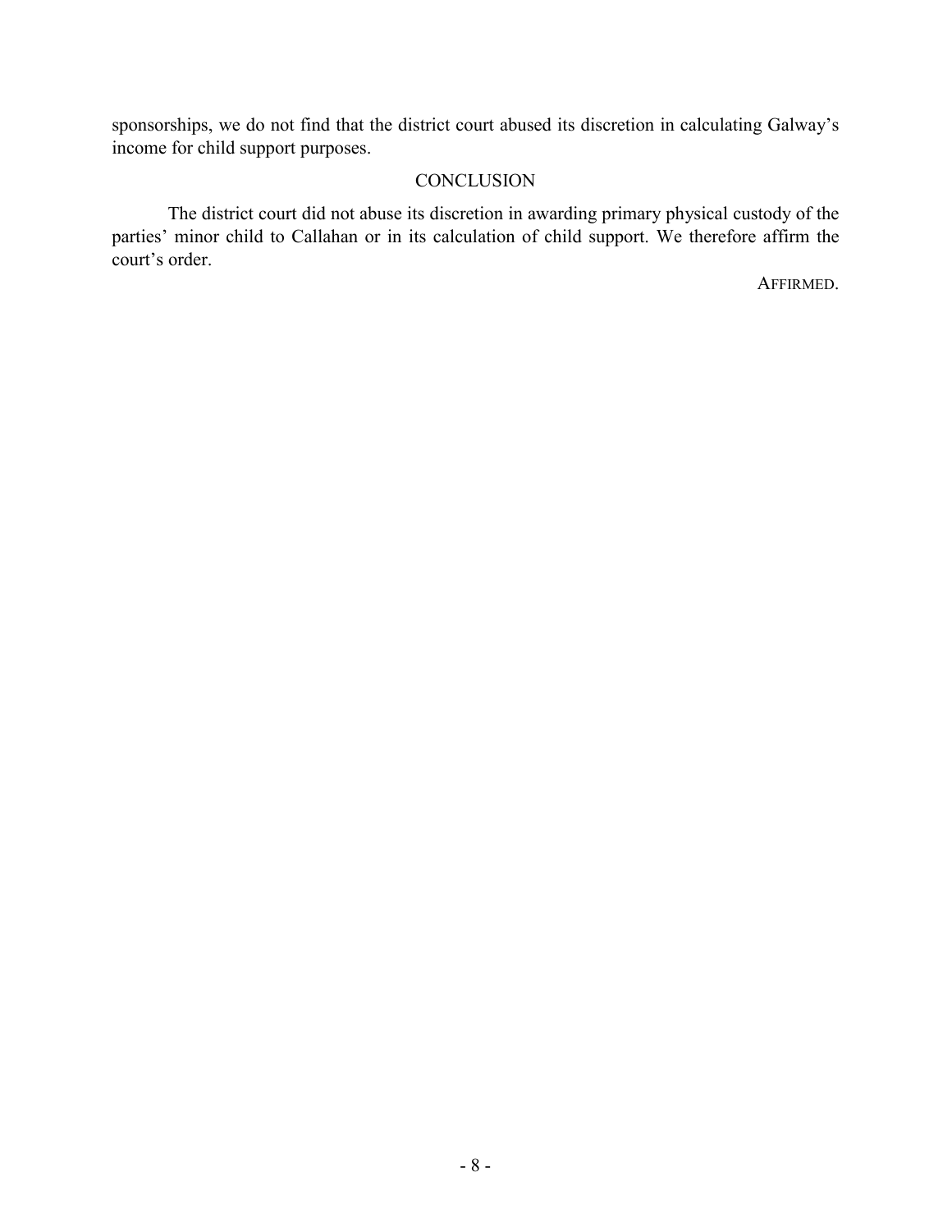sponsorships, we do not find that the district court abused its discretion in calculating Galway's income for child support purposes.

## CONCLUSION

The district court did not abuse its discretion in awarding primary physical custody of the parties' minor child to Callahan or in its calculation of child support. We therefore affirm the court's order.

AFFIRMED.